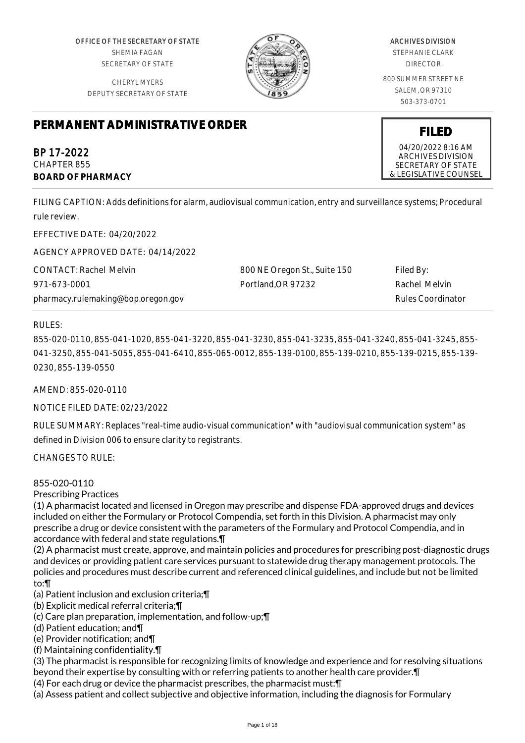OFFICE OF THE SECRETARY OF STATE
SHEMIA FAGAN
SECRETARY OF STATE

CHERYL MYERS
DEPUTY SECRETARY OF STATE

ARCHIVES DIVISION
STEPHANIE CLARK
DIRECTOR

800 SUMMER STREET NE
SALEM, OR 97310
503-373-0701

# PERMANENT ADMINISTRATIVE ORDER

**FILED**
04/20/2022 8:16 AM
ARCHIVES DIVISION
SECRETARY OF STATE
& LEGISLATIVE COUNSEL

## BP 17-2022
CHAPTER 855
**BOARD OF PHARMACY**

FILING CAPTION: Adds definitions for alarm, audiovisual communication, entry and surveillance systems; Procedural rule review.

EFFECTIVE DATE: 04/20/2022

AGENCY APPROVED DATE: 04/14/2022

CONTACT: Rachel Melvin
971-673-0001
pharmacy.rulemaking@bop.oregon.gov

800 NE Oregon St., Suite 150
Portland,OR 97232

Filed By:
Rachel Melvin
Rules Coordinator

RULES:

855-020-0110, 855-041-1020, 855-041-3220, 855-041-3230, 855-041-3235, 855-041-3240, 855-041-3245, 855-041-3250, 855-041-5055, 855-041-6410, 855-065-0012, 855-139-0100, 855-139-0210, 855-139-0215, 855-139-0230, 855-139-0550

AMEND: 855-020-0110

NOTICE FILED DATE: 02/23/2022

RULE SUMMARY: Replaces "real-time audio-visual communication" with "audiovisual communication system" as defined in Division 006 to ensure clarity to registrants.

CHANGES TO RULE:

855-020-0110
Prescribing Practices
(1) A pharmacist located and licensed in Oregon may prescribe and dispense FDA-approved drugs and devices included on either the Formulary or Protocol Compendia, set forth in this Division. A pharmacist may only prescribe a drug or device consistent with the parameters of the Formulary and Protocol Compendia, and in accordance with federal and state regulations.¶
(2) A pharmacist must create, approve, and maintain policies and procedures for prescribing post-diagnostic drugs and devices or providing patient care services pursuant to statewide drug therapy management protocols. The policies and procedures must describe current and referenced clinical guidelines, and include but not be limited to:¶
(a) Patient inclusion and exclusion criteria;¶
(b) Explicit medical referral criteria;¶
(c) Care plan preparation, implementation, and follow-up;¶
(d) Patient education; and¶
(e) Provider notification; and¶
(f) Maintaining confidentiality.¶
(3) The pharmacist is responsible for recognizing limits of knowledge and experience and for resolving situations beyond their expertise by consulting with or referring patients to another health care provider.¶
(4) For each drug or device the pharmacist prescribes, the pharmacist must:¶
(a) Assess patient and collect subjective and objective information, including the diagnosis for Formulary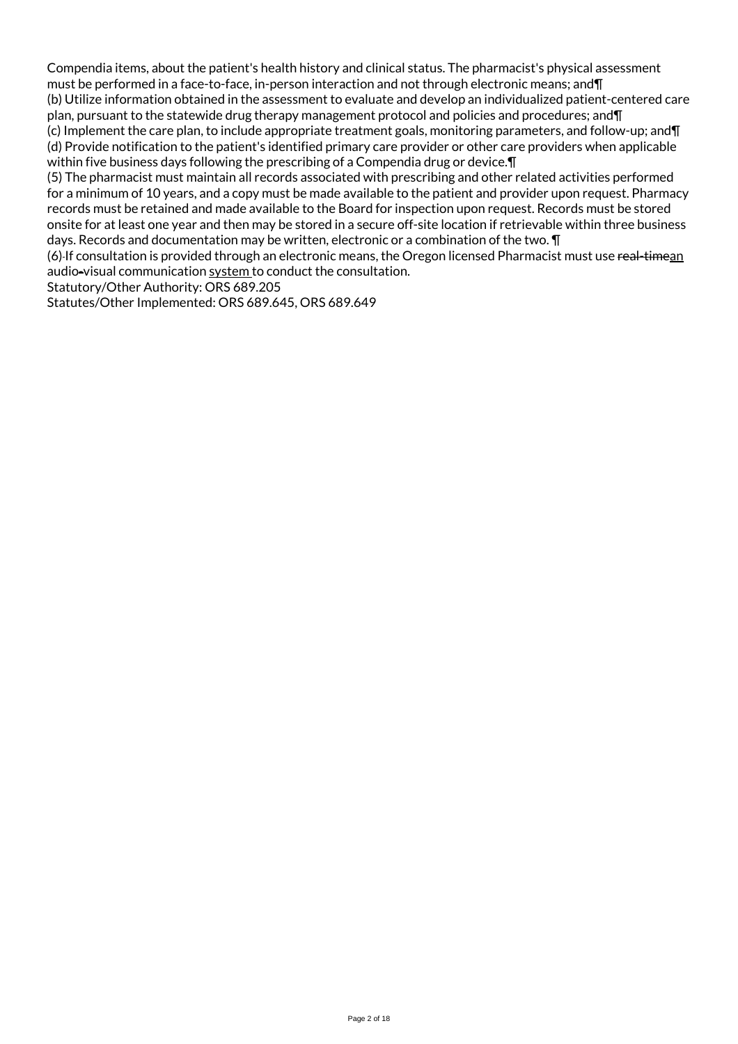Compendia items, about the patient's health history and clinical status. The pharmacist's physical assessment must be performed in a face-to-face, in-person interaction and not through electronic means; and¶
(b) Utilize information obtained in the assessment to evaluate and develop an individualized patient-centered care plan, pursuant to the statewide drug therapy management protocol and policies and procedures; and¶
(c) Implement the care plan, to include appropriate treatment goals, monitoring parameters, and follow-up; and¶
(d) Provide notification to the patient's identified primary care provider or other care providers when applicable within five business days following the prescribing of a Compendia drug or device.¶
(5) The pharmacist must maintain all records associated with prescribing and other related activities performed for a minimum of 10 years, and a copy must be made available to the patient and provider upon request. Pharmacy records must be retained and made available to the Board for inspection upon request. Records must be stored onsite for at least one year and then may be stored in a secure off-site location if retrievable within three business days. Records and documentation may be written, electronic or a combination of the two. ¶
(6) If consultation is provided through an electronic means, the Oregon licensed Pharmacist must use ~~real-time~~an audio-visual communication system to conduct the consultation.
Statutory/Other Authority: ORS 689.205
Statutes/Other Implemented: ORS 689.645, ORS 689.649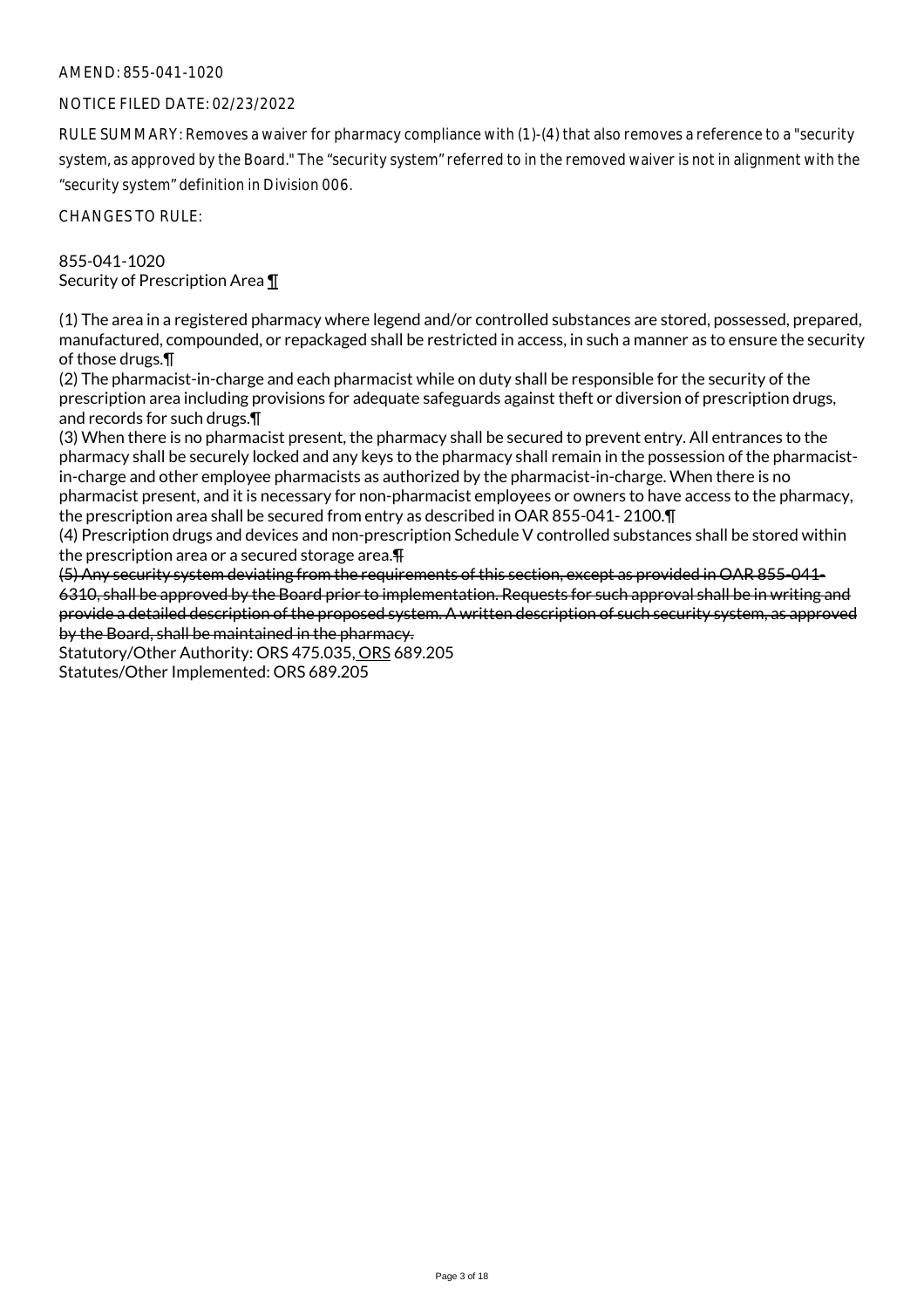AMEND: 855-041-1020

NOTICE FILED DATE: 02/23/2022

RULE SUMMARY: Removes a waiver for pharmacy compliance with (1)-(4) that also removes a reference to a "security system, as approved by the Board." The "security system" referred to in the removed waiver is not in alignment with the "security system" definition in Division 006.

CHANGES TO RULE:

855-041-1020
Security of Prescription Area ¶

(1) The area in a registered pharmacy where legend and/or controlled substances are stored, possessed, prepared, manufactured, compounded, or repackaged shall be restricted in access, in such a manner as to ensure the security of those drugs.¶
(2) The pharmacist-in-charge and each pharmacist while on duty shall be responsible for the security of the prescription area including provisions for adequate safeguards against theft or diversion of prescription drugs, and records for such drugs.¶
(3) When there is no pharmacist present, the pharmacy shall be secured to prevent entry. All entrances to the pharmacy shall be securely locked and any keys to the pharmacy shall remain in the possession of the pharmacist-in-charge and other employee pharmacists as authorized by the pharmacist-in-charge. When there is no pharmacist present, and it is necessary for non-pharmacist employees or owners to have access to the pharmacy, the prescription area shall be secured from entry as described in OAR 855-041- 2100.¶
(4) Prescription drugs and devices and non-prescription Schedule V controlled substances shall be stored within the prescription area or a secured storage area.~~¶~~
~~(5) Any security system deviating from the requirements of this section, except as provided in OAR 855-041-6310, shall be approved by the Board prior to implementation. Requests for such approval shall be in writing and provide a detailed description of the proposed system. A written description of such security system, as approved by the Board, shall be maintained in the pharmacy.~~
Statutory/Other Authority: ORS 475.035, ORS 689.205
Statutes/Other Implemented: ORS 689.205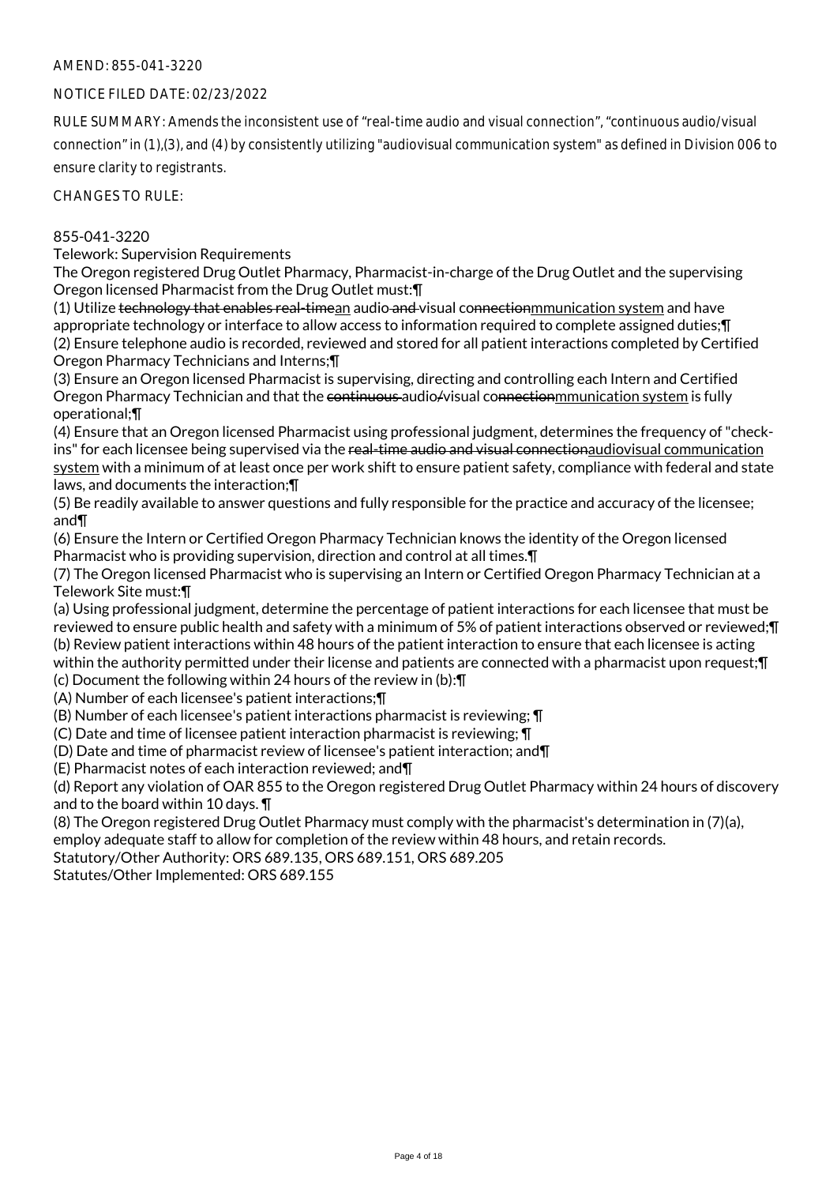AMEND: 855-041-3220

NOTICE FILED DATE: 02/23/2022

RULE SUMMARY: Amends the inconsistent use of "real-time audio and visual connection", "continuous audio/visual connection" in (1),(3), and (4) by consistently utilizing "audiovisual communication system" as defined in Division 006 to ensure clarity to registrants.

CHANGES TO RULE:

855-041-3220

Telework: Supervision Requirements

The Oregon registered Drug Outlet Pharmacy, Pharmacist-in-charge of the Drug Outlet and the supervising Oregon licensed Pharmacist from the Drug Outlet must:¶

(1) Utilize ~~technology that enables real-time~~<u>an</u> audio~~ and~~ visual co~~nnection~~<u>mmunication system</u> and have appropriate technology or interface to allow access to information required to complete assigned duties;¶

(2) Ensure telephone audio is recorded, reviewed and stored for all patient interactions completed by Certified Oregon Pharmacy Technicians and Interns;¶

(3) Ensure an Oregon licensed Pharmacist is supervising, directing and controlling each Intern and Certified Oregon Pharmacy Technician and that the ~~continuous~~ audio~~/~~visual co~~nnection~~<u>mmunication system</u> is fully operational;¶

(4) Ensure that an Oregon licensed Pharmacist using professional judgment, determines the frequency of "check-ins" for each licensee being supervised via the ~~real-time audio and visual connection~~<u>audiovisual communication system</u> with a minimum of at least once per work shift to ensure patient safety, compliance with federal and state laws, and documents the interaction;¶

(5) Be readily available to answer questions and fully responsible for the practice and accuracy of the licensee; and¶

(6) Ensure the Intern or Certified Oregon Pharmacy Technician knows the identity of the Oregon licensed Pharmacist who is providing supervision, direction and control at all times.¶

(7) The Oregon licensed Pharmacist who is supervising an Intern or Certified Oregon Pharmacy Technician at a Telework Site must:¶

(a) Using professional judgment, determine the percentage of patient interactions for each licensee that must be reviewed to ensure public health and safety with a minimum of 5% of patient interactions observed or reviewed;¶

(b) Review patient interactions within 48 hours of the patient interaction to ensure that each licensee is acting within the authority permitted under their license and patients are connected with a pharmacist upon request;¶

(c) Document the following within 24 hours of the review in (b):¶

(A) Number of each licensee's patient interactions;¶

(B) Number of each licensee's patient interactions pharmacist is reviewing; ¶

(C) Date and time of licensee patient interaction pharmacist is reviewing; ¶

(D) Date and time of pharmacist review of licensee's patient interaction; and¶

(E) Pharmacist notes of each interaction reviewed; and¶

(d) Report any violation of OAR 855 to the Oregon registered Drug Outlet Pharmacy within 24 hours of discovery and to the board within 10 days. ¶

(8) The Oregon registered Drug Outlet Pharmacy must comply with the pharmacist's determination in (7)(a), employ adequate staff to allow for completion of the review within 48 hours, and retain records.

Statutory/Other Authority: ORS 689.135, ORS 689.151, ORS 689.205

Statutes/Other Implemented: ORS 689.155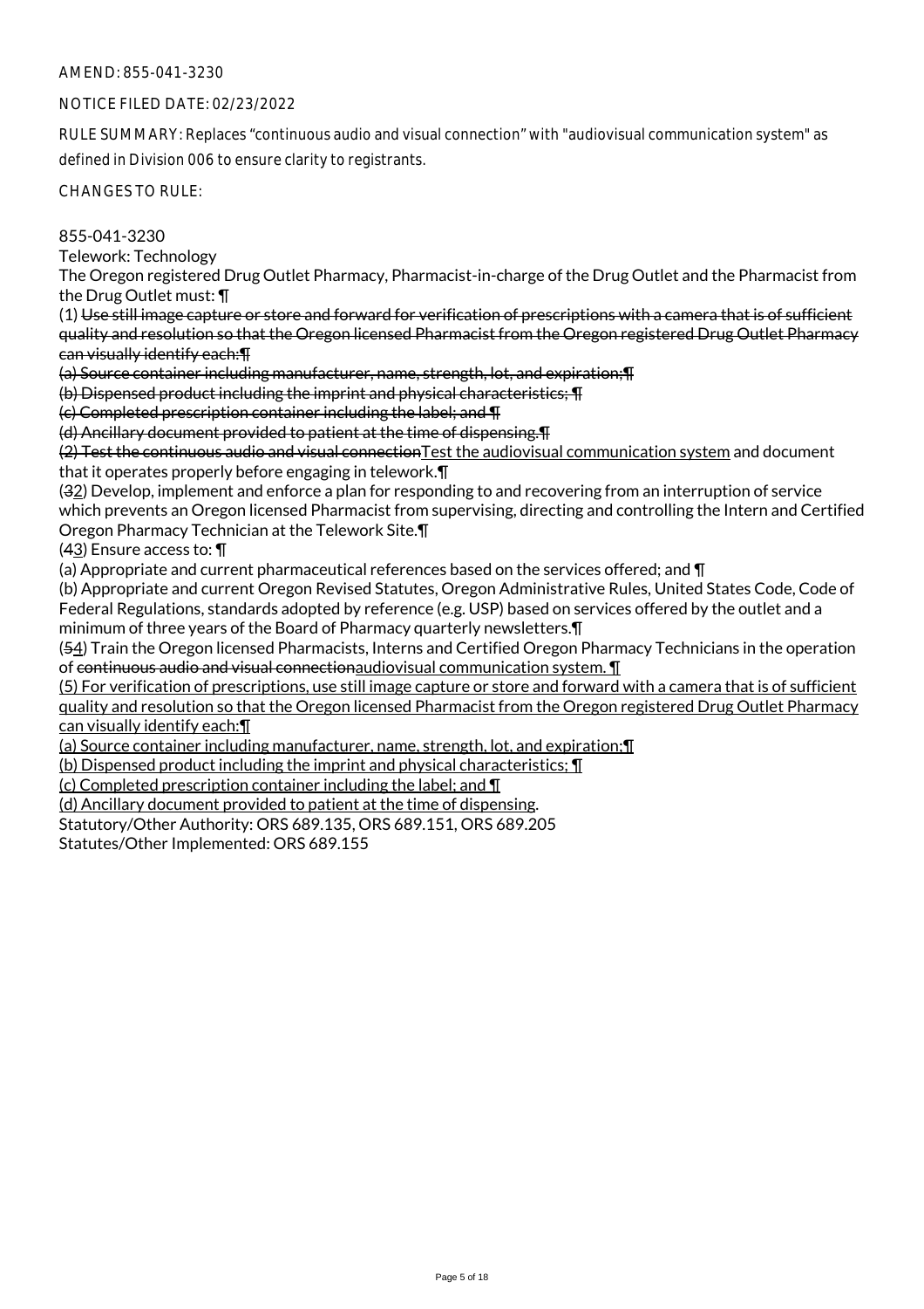AMEND: 855-041-3230

NOTICE FILED DATE: 02/23/2022

RULE SUMMARY: Replaces "continuous audio and visual connection" with "audiovisual communication system" as defined in Division 006 to ensure clarity to registrants.

CHANGES TO RULE:

855-041-3230
Telework: Technology
The Oregon registered Drug Outlet Pharmacy, Pharmacist-in-charge of the Drug Outlet and the Pharmacist from the Drug Outlet must: ¶
(1) ~~Use still image capture or store and forward for verification of prescriptions with a camera that is of sufficient quality and resolution so that the Oregon licensed Pharmacist from the Oregon registered Drug Outlet Pharmacy can visually identify each:¶~~
~~(a) Source container including manufacturer, name, strength, lot, and expiration;¶~~
~~(b) Dispensed product including the imprint and physical characteristics; ¶~~
~~(c) Completed prescription container including the label; and ¶~~
~~(d) Ancillary document provided to patient at the time of dispensing.¶~~
~~(2) Test the continuous audio and visual connection~~<u>Test the audiovisual communication system</u> and document that it operates properly before engaging in telework.¶
(~~3~~<u>2</u>) Develop, implement and enforce a plan for responding to and recovering from an interruption of service which prevents an Oregon licensed Pharmacist from supervising, directing and controlling the Intern and Certified Oregon Pharmacy Technician at the Telework Site.¶
(~~4~~<u>3</u>) Ensure access to: ¶
(a) Appropriate and current pharmaceutical references based on the services offered; and ¶
(b) Appropriate and current Oregon Revised Statutes, Oregon Administrative Rules, United States Code, Code of Federal Regulations, standards adopted by reference (e.g. USP) based on services offered by the outlet and a minimum of three years of the Board of Pharmacy quarterly newsletters.¶
(~~5~~<u>4</u>) Train the Oregon licensed Pharmacists, Interns and Certified Oregon Pharmacy Technicians in the operation of ~~continuous audio and visual connection~~<u>audiovisual communication system.</u> ¶
<u>(5) For verification of prescriptions, use still image capture or store and forward with a camera that is of sufficient quality and resolution so that the Oregon licensed Pharmacist from the Oregon registered Drug Outlet Pharmacy can visually identify each:¶</u>
<u>(a) Source container including manufacturer, name, strength, lot, and expiration;¶</u>
<u>(b) Dispensed product including the imprint and physical characteristics; ¶</u>
<u>(c) Completed prescription container including the label; and ¶</u>
<u>(d) Ancillary document provided to patient at the time of dispensing</u>.
Statutory/Other Authority: ORS 689.135, ORS 689.151, ORS 689.205
Statutes/Other Implemented: ORS 689.155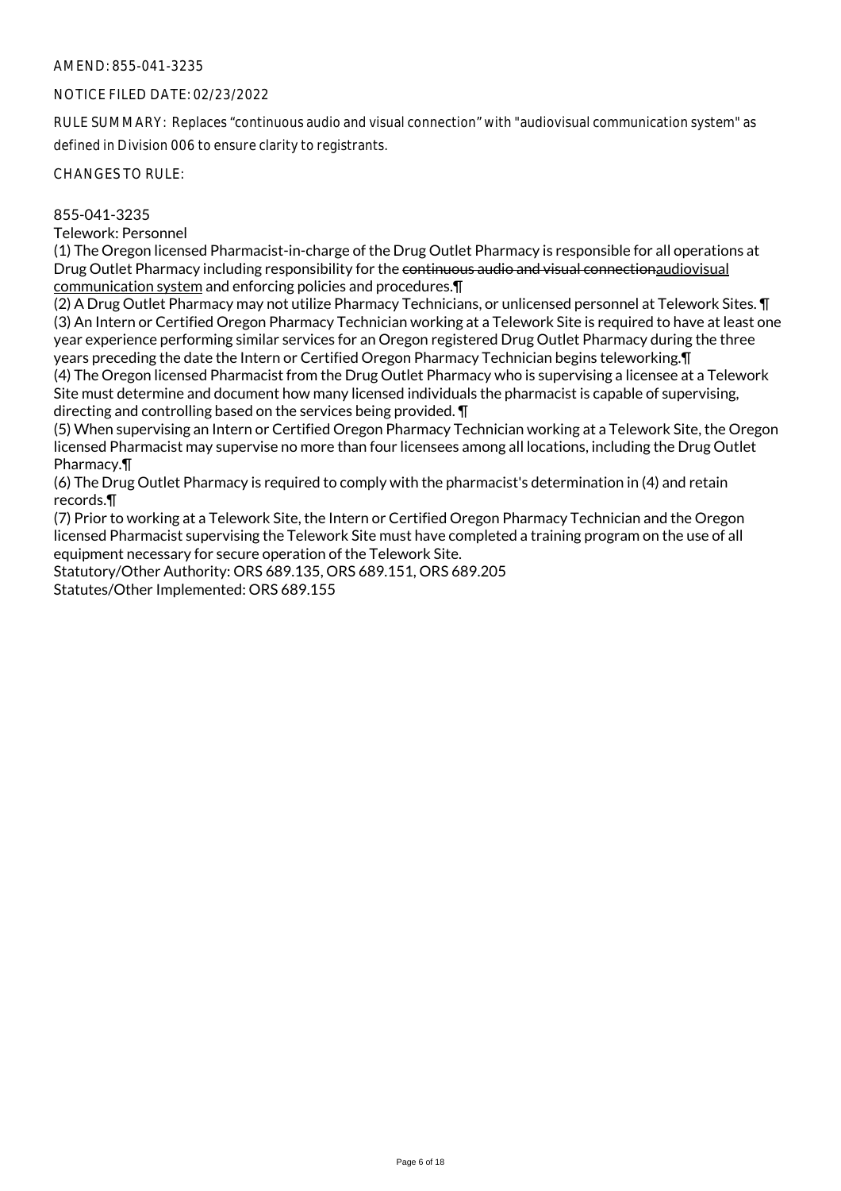AMEND: 855-041-3235

NOTICE FILED DATE: 02/23/2022

RULE SUMMARY: Replaces "continuous audio and visual connection" with "audiovisual communication system" as defined in Division 006 to ensure clarity to registrants.

CHANGES TO RULE:

855-041-3235
Telework: Personnel

(1) The Oregon licensed Pharmacist-in-charge of the Drug Outlet Pharmacy is responsible for all operations at Drug Outlet Pharmacy including responsibility for the ~~continuous audio and visual connection~~audiovisual communication system and enforcing policies and procedures.¶
(2) A Drug Outlet Pharmacy may not utilize Pharmacy Technicians, or unlicensed personnel at Telework Sites. ¶
(3) An Intern or Certified Oregon Pharmacy Technician working at a Telework Site is required to have at least one year experience performing similar services for an Oregon registered Drug Outlet Pharmacy during the three years preceding the date the Intern or Certified Oregon Pharmacy Technician begins teleworking.¶
(4) The Oregon licensed Pharmacist from the Drug Outlet Pharmacy who is supervising a licensee at a Telework Site must determine and document how many licensed individuals the pharmacist is capable of supervising, directing and controlling based on the services being provided. ¶
(5) When supervising an Intern or Certified Oregon Pharmacy Technician working at a Telework Site, the Oregon licensed Pharmacist may supervise no more than four licensees among all locations, including the Drug Outlet Pharmacy.¶
(6) The Drug Outlet Pharmacy is required to comply with the pharmacist's determination in (4) and retain records.¶
(7) Prior to working at a Telework Site, the Intern or Certified Oregon Pharmacy Technician and the Oregon licensed Pharmacist supervising the Telework Site must have completed a training program on the use of all equipment necessary for secure operation of the Telework Site.

Statutory/Other Authority: ORS 689.135, ORS 689.151, ORS 689.205
Statutes/Other Implemented: ORS 689.155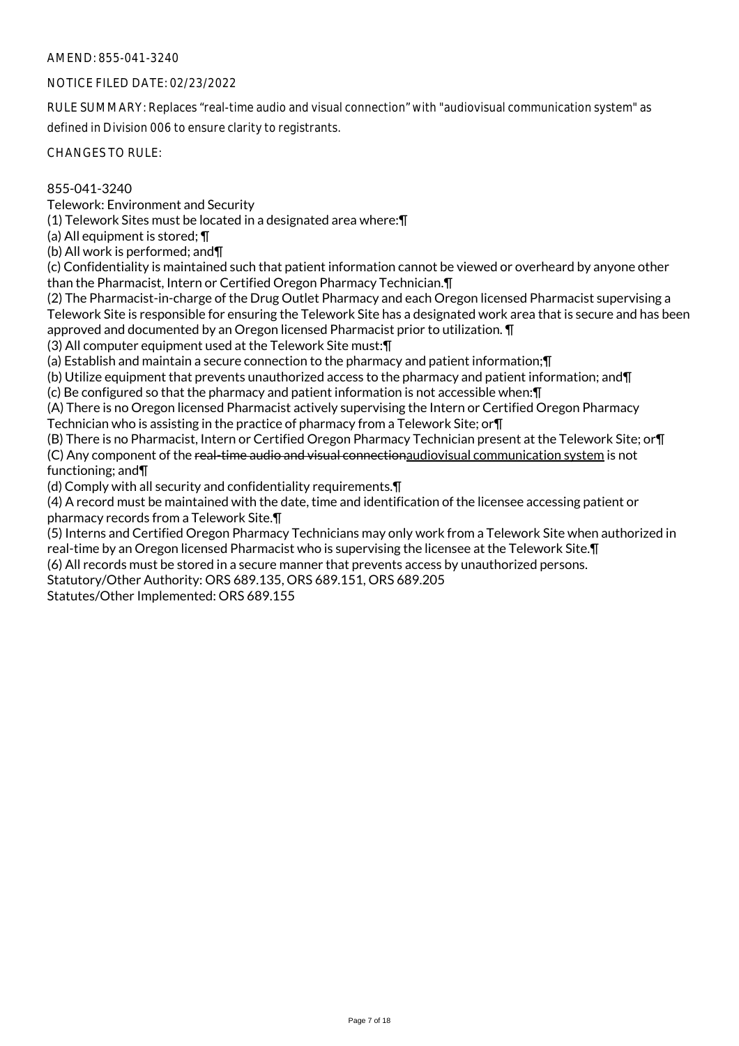AMEND: 855-041-3240

NOTICE FILED DATE: 02/23/2022

RULE SUMMARY: Replaces "real-time audio and visual connection" with "audiovisual communication system" as defined in Division 006 to ensure clarity to registrants.

CHANGES TO RULE:

855-041-3240
Telework: Environment and Security
(1) Telework Sites must be located in a designated area where:¶
(a) All equipment is stored; ¶
(b) All work is performed; and¶
(c) Confidentiality is maintained such that patient information cannot be viewed or overheard by anyone other than the Pharmacist, Intern or Certified Oregon Pharmacy Technician.¶
(2) The Pharmacist-in-charge of the Drug Outlet Pharmacy and each Oregon licensed Pharmacist supervising a Telework Site is responsible for ensuring the Telework Site has a designated work area that is secure and has been approved and documented by an Oregon licensed Pharmacist prior to utilization. ¶
(3) All computer equipment used at the Telework Site must:¶
(a) Establish and maintain a secure connection to the pharmacy and patient information;¶
(b) Utilize equipment that prevents unauthorized access to the pharmacy and patient information; and¶
(c) Be configured so that the pharmacy and patient information is not accessible when:¶
(A) There is no Oregon licensed Pharmacist actively supervising the Intern or Certified Oregon Pharmacy Technician who is assisting in the practice of pharmacy from a Telework Site; or¶
(B) There is no Pharmacist, Intern or Certified Oregon Pharmacy Technician present at the Telework Site; or¶
(C) Any component of the ~~real-time audio and visual connection~~<u>audiovisual communication system</u> is not functioning; and¶
(d) Comply with all security and confidentiality requirements.¶
(4) A record must be maintained with the date, time and identification of the licensee accessing patient or pharmacy records from a Telework Site.¶
(5) Interns and Certified Oregon Pharmacy Technicians may only work from a Telework Site when authorized in real-time by an Oregon licensed Pharmacist who is supervising the licensee at the Telework Site.¶
(6) All records must be stored in a secure manner that prevents access by unauthorized persons.
Statutory/Other Authority: ORS 689.135, ORS 689.151, ORS 689.205
Statutes/Other Implemented: ORS 689.155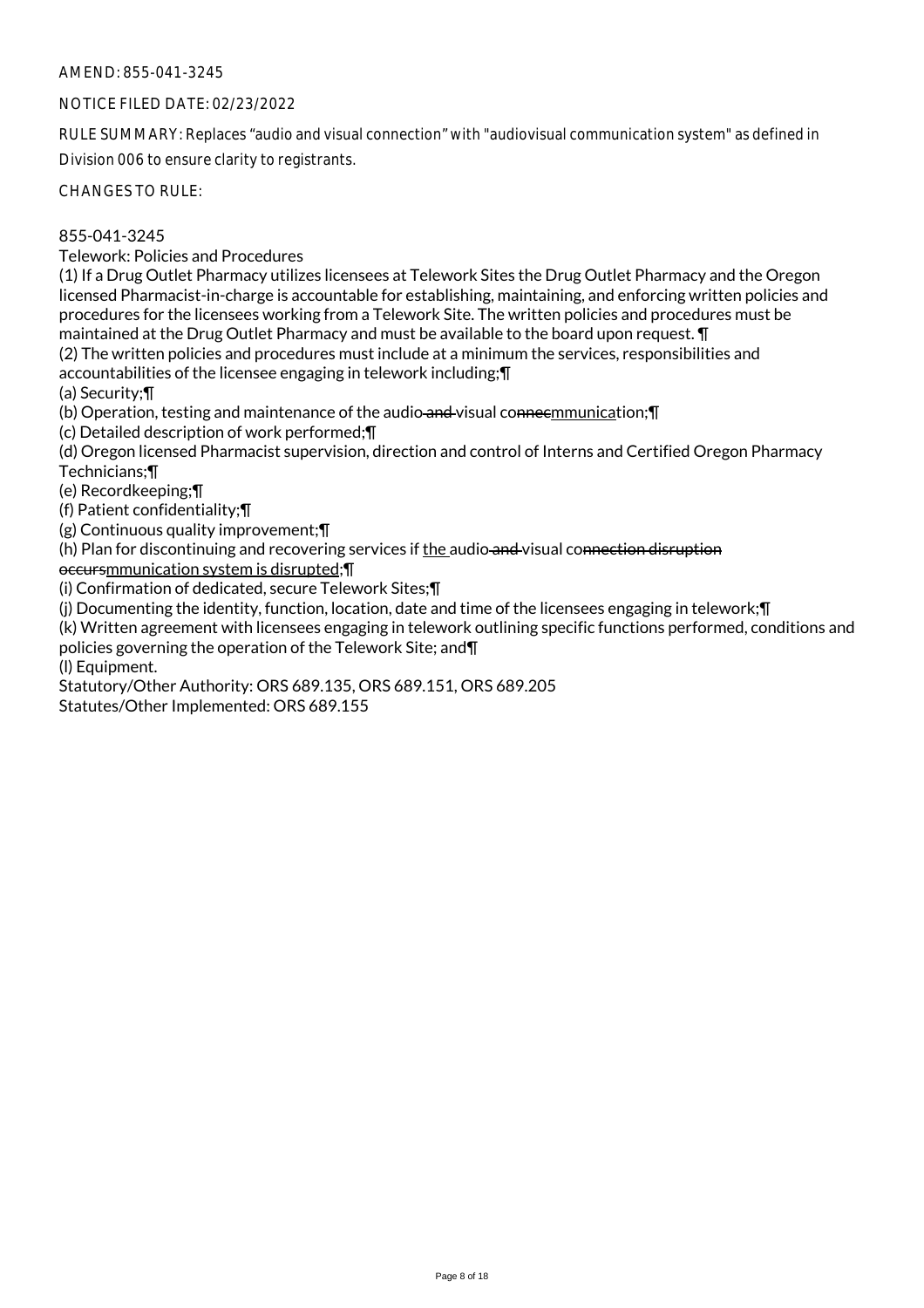AMEND: 855-041-3245

NOTICE FILED DATE: 02/23/2022

RULE SUMMARY: Replaces "audio and visual connection" with "audiovisual communication system" as defined in Division 006 to ensure clarity to registrants.

CHANGES TO RULE:

855-041-3245
Telework: Policies and Procedures

(1) If a Drug Outlet Pharmacy utilizes licensees at Telework Sites the Drug Outlet Pharmacy and the Oregon licensed Pharmacist-in-charge is accountable for establishing, maintaining, and enforcing written policies and procedures for the licensees working from a Telework Site. The written policies and procedures must be maintained at the Drug Outlet Pharmacy and must be available to the board upon request. ¶

(2) The written policies and procedures must include at a minimum the services, responsibilities and accountabilities of the licensee engaging in telework including;¶

(a) Security;¶

(b) Operation, testing and maintenance of the audio~~ and ~~visual co~~nnec~~<u>mmunica</u>tion;¶

(c) Detailed description of work performed;¶

(d) Oregon licensed Pharmacist supervision, direction and control of Interns and Certified Oregon Pharmacy Technicians;¶

(e) Recordkeeping;¶

(f) Patient confidentiality;¶

(g) Continuous quality improvement;¶

(h) Plan for discontinuing and recovering services if <u>the </u>audio~~ and ~~visual co~~nnection disruption occurs~~<u>mmunication system is disrupted</u>;¶

(i) Confirmation of dedicated, secure Telework Sites;¶

(j) Documenting the identity, function, location, date and time of the licensees engaging in telework;¶

(k) Written agreement with licensees engaging in telework outlining specific functions performed, conditions and policies governing the operation of the Telework Site; and¶

(l) Equipment.

Statutory/Other Authority: ORS 689.135, ORS 689.151, ORS 689.205
Statutes/Other Implemented: ORS 689.155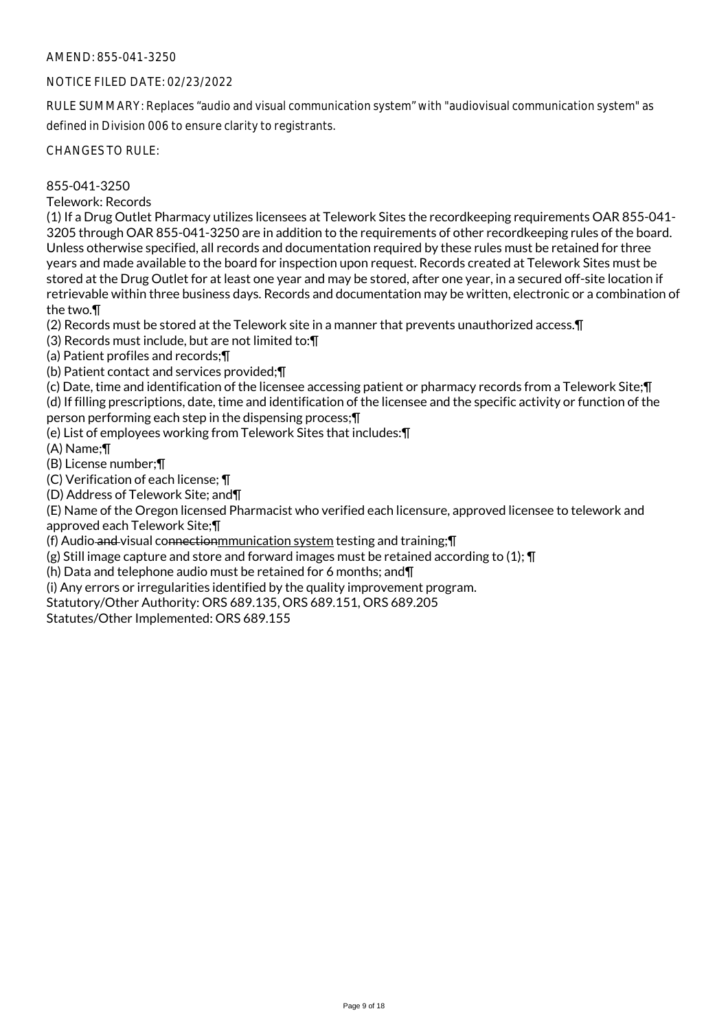AMEND: 855-041-3250

NOTICE FILED DATE: 02/23/2022

RULE SUMMARY: Replaces "audio and visual communication system" with "audiovisual communication system" as defined in Division 006 to ensure clarity to registrants.

CHANGES TO RULE:

855-041-3250
Telework: Records

(1) If a Drug Outlet Pharmacy utilizes licensees at Telework Sites the recordkeeping requirements OAR 855-041-3205 through OAR 855-041-3250 are in addition to the requirements of other recordkeeping rules of the board. Unless otherwise specified, all records and documentation required by these rules must be retained for three years and made available to the board for inspection upon request. Records created at Telework Sites must be stored at the Drug Outlet for at least one year and may be stored, after one year, in a secured off-site location if retrievable within three business days. Records and documentation may be written, electronic or a combination of the two.¶

(2) Records must be stored at the Telework site in a manner that prevents unauthorized access.¶

(3) Records must include, but are not limited to:¶

(a) Patient profiles and records;¶

(b) Patient contact and services provided;¶

(c) Date, time and identification of the licensee accessing patient or pharmacy records from a Telework Site;¶

(d) If filling prescriptions, date, time and identification of the licensee and the specific activity or function of the person performing each step in the dispensing process;¶

(e) List of employees working from Telework Sites that includes:¶

(A) Name;¶

(B) License number;¶

(C) Verification of each license; ¶

(D) Address of Telework Site; and¶

(E) Name of the Oregon licensed Pharmacist who verified each licensure, approved licensee to telework and approved each Telework Site;¶

(f) Audio ~~and~~ visual co~~nnection~~<u>mmunication system</u> testing and training;¶

(g) Still image capture and store and forward images must be retained according to (1); ¶

(h) Data and telephone audio must be retained for 6 months; and¶

(i) Any errors or irregularities identified by the quality improvement program.

Statutory/Other Authority: ORS 689.135, ORS 689.151, ORS 689.205

Statutes/Other Implemented: ORS 689.155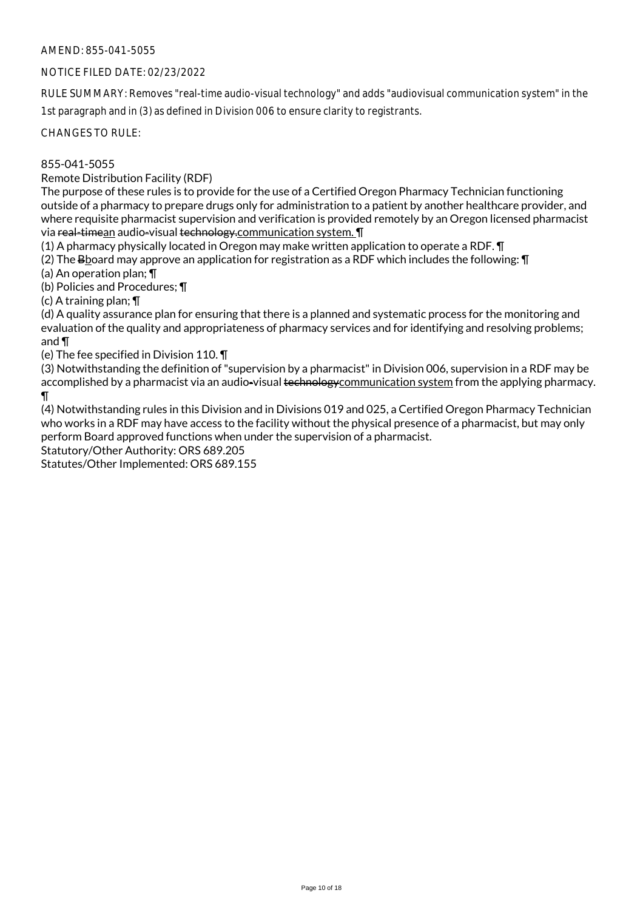AMEND: 855-041-5055

NOTICE FILED DATE: 02/23/2022

RULE SUMMARY: Removes "real-time audio-visual technology" and adds "audiovisual communication system" in the 1st paragraph and in (3) as defined in Division 006 to ensure clarity to registrants.

CHANGES TO RULE:

855-041-5055

Remote Distribution Facility (RDF)

The purpose of these rules is to provide for the use of a Certified Oregon Pharmacy Technician functioning outside of a pharmacy to prepare drugs only for administration to a patient by another healthcare provider, and where requisite pharmacist supervision and verification is provided remotely by an Oregon licensed pharmacist via ~~real-time~~an audio~~-~~visual ~~technology.~~communication system. ¶

(1) A pharmacy physically located in Oregon may make written application to operate a RDF. ¶

(2) The ~~B~~board may approve an application for registration as a RDF which includes the following: ¶

(a) An operation plan; ¶

(b) Policies and Procedures; ¶

(c) A training plan; ¶

(d) A quality assurance plan for ensuring that there is a planned and systematic process for the monitoring and evaluation of the quality and appropriateness of pharmacy services and for identifying and resolving problems; and ¶

(e) The fee specified in Division 110. ¶

(3) Notwithstanding the definition of "supervision by a pharmacist" in Division 006, supervision in a RDF may be accomplished by a pharmacist via an audio~~-~~visual ~~technology~~communication system from the applying pharmacy. ¶

(4) Notwithstanding rules in this Division and in Divisions 019 and 025, a Certified Oregon Pharmacy Technician who works in a RDF may have access to the facility without the physical presence of a pharmacist, but may only perform Board approved functions when under the supervision of a pharmacist.

Statutory/Other Authority: ORS 689.205

Statutes/Other Implemented: ORS 689.155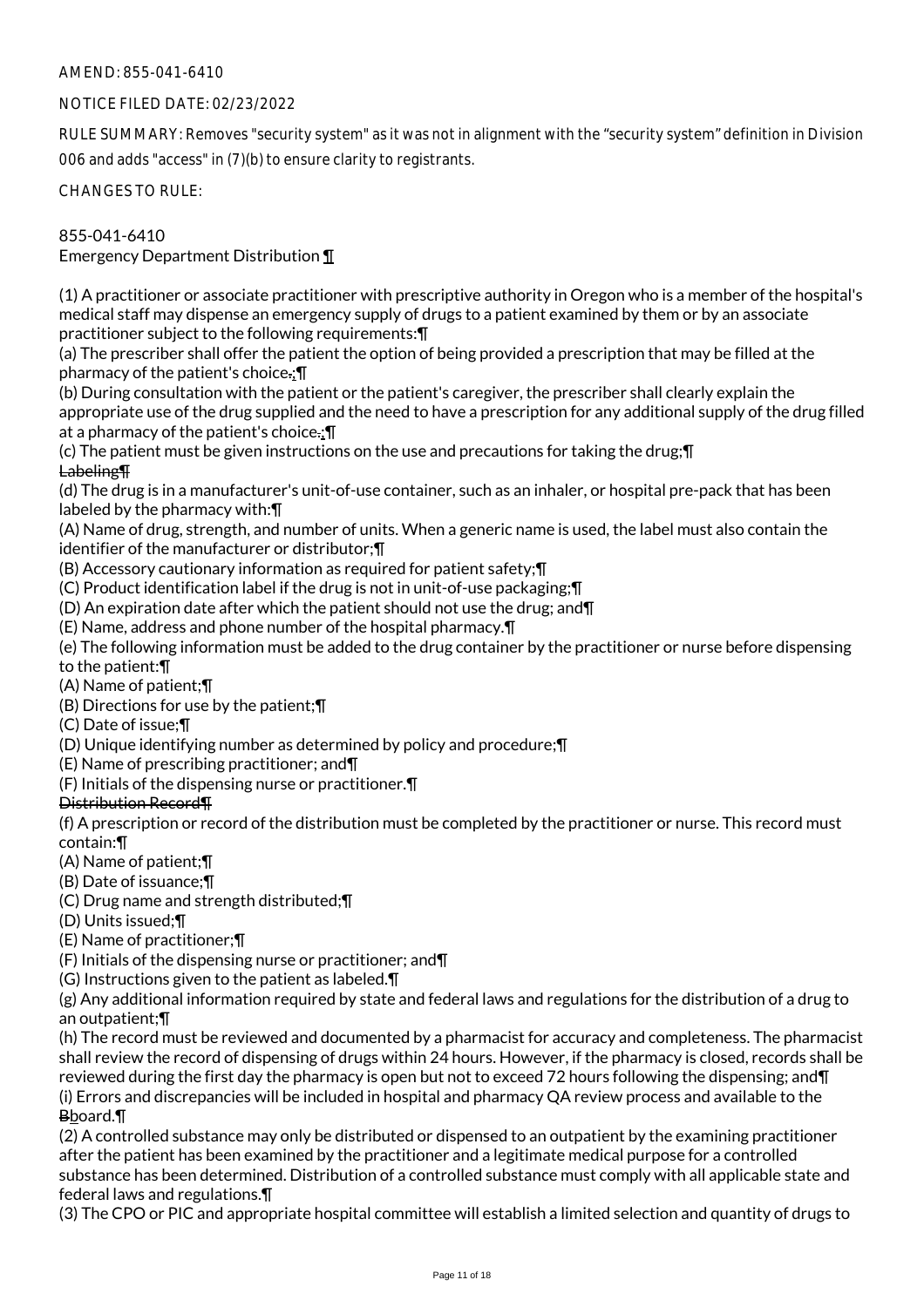AMEND: 855-041-6410

NOTICE FILED DATE: 02/23/2022

RULE SUMMARY: Removes "security system" as it was not in alignment with the "security system" definition in Division 006 and adds "access" in (7)(b) to ensure clarity to registrants.

CHANGES TO RULE:

855-041-6410
Emergency Department Distribution ¶

(1) A practitioner or associate practitioner with prescriptive authority in Oregon who is a member of the hospital's medical staff may dispense an emergency supply of drugs to a patient examined by them or by an associate practitioner subject to the following requirements:¶
(a) The prescriber shall offer the patient the option of being provided a prescription that may be filled at the pharmacy of the patient's choice.;¶
(b) During consultation with the patient or the patient's caregiver, the prescriber shall clearly explain the appropriate use of the drug supplied and the need to have a prescription for any additional supply of the drug filled at a pharmacy of the patient's choice.;¶
(c) The patient must be given instructions on the use and precautions for taking the drug;¶
~~Labeling¶~~
(d) The drug is in a manufacturer's unit-of-use container, such as an inhaler, or hospital pre-pack that has been labeled by the pharmacy with:¶
(A) Name of drug, strength, and number of units. When a generic name is used, the label must also contain the identifier of the manufacturer or distributor;¶
(B) Accessory cautionary information as required for patient safety;¶
(C) Product identification label if the drug is not in unit-of-use packaging;¶
(D) An expiration date after which the patient should not use the drug; and¶
(E) Name, address and phone number of the hospital pharmacy.¶
(e) The following information must be added to the drug container by the practitioner or nurse before dispensing to the patient:¶
(A) Name of patient;¶
(B) Directions for use by the patient;¶
(C) Date of issue;¶
(D) Unique identifying number as determined by policy and procedure;¶
(E) Name of prescribing practitioner; and¶
(F) Initials of the dispensing nurse or practitioner.¶
~~Distribution Record¶~~
(f) A prescription or record of the distribution must be completed by the practitioner or nurse. This record must contain:¶
(A) Name of patient;¶
(B) Date of issuance;¶
(C) Drug name and strength distributed;¶
(D) Units issued;¶
(E) Name of practitioner;¶
(F) Initials of the dispensing nurse or practitioner; and¶
(G) Instructions given to the patient as labeled.¶
(g) Any additional information required by state and federal laws and regulations for the distribution of a drug to an outpatient;¶
(h) The record must be reviewed and documented by a pharmacist for accuracy and completeness. The pharmacist shall review the record of dispensing of drugs within 24 hours. However, if the pharmacy is closed, records shall be reviewed during the first day the pharmacy is open but not to exceed 72 hours following the dispensing; and¶
(i) Errors and discrepancies will be included in hospital and pharmacy QA review process and available to the ~~B~~board.¶
(2) A controlled substance may only be distributed or dispensed to an outpatient by the examining practitioner after the patient has been examined by the practitioner and a legitimate medical purpose for a controlled substance has been determined. Distribution of a controlled substance must comply with all applicable state and federal laws and regulations.¶
(3) The CPO or PIC and appropriate hospital committee will establish a limited selection and quantity of drugs to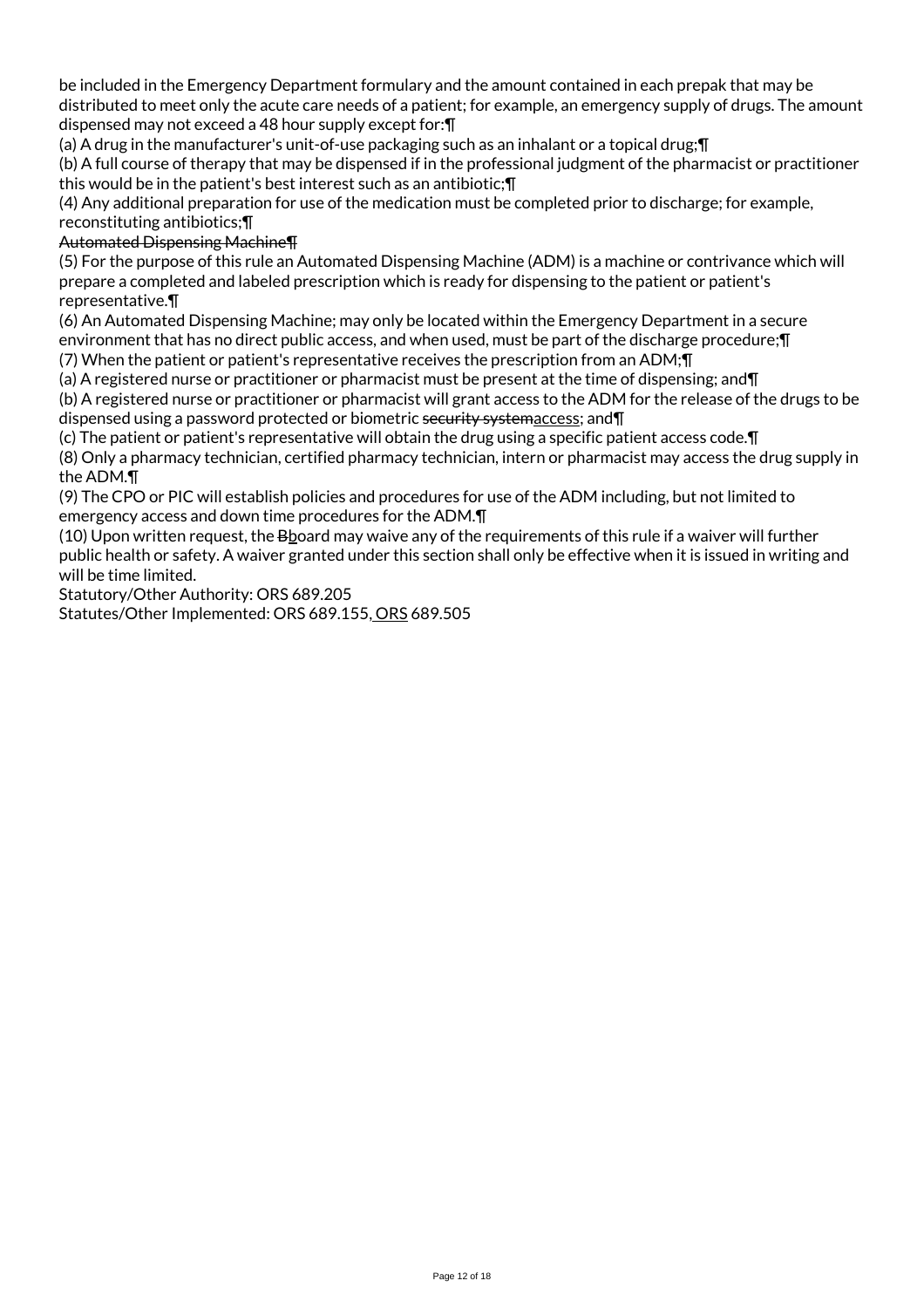be included in the Emergency Department formulary and the amount contained in each prepak that may be distributed to meet only the acute care needs of a patient; for example, an emergency supply of drugs. The amount dispensed may not exceed a 48 hour supply except for:¶

(a) A drug in the manufacturer's unit-of-use packaging such as an inhalant or a topical drug;¶

(b) A full course of therapy that may be dispensed if in the professional judgment of the pharmacist or practitioner this would be in the patient's best interest such as an antibiotic;¶

(4) Any additional preparation for use of the medication must be completed prior to discharge; for example, reconstituting antibiotics;¶

~~Automated Dispensing Machine¶~~

(5) For the purpose of this rule an Automated Dispensing Machine (ADM) is a machine or contrivance which will prepare a completed and labeled prescription which is ready for dispensing to the patient or patient's representative.¶

(6) An Automated Dispensing Machine; may only be located within the Emergency Department in a secure environment that has no direct public access, and when used, must be part of the discharge procedure;¶

(7) When the patient or patient's representative receives the prescription from an ADM;¶

(a) A registered nurse or practitioner or pharmacist must be present at the time of dispensing; and¶

(b) A registered nurse or practitioner or pharmacist will grant access to the ADM for the release of the drugs to be dispensed using a password protected or biometric ~~security system~~access; and¶

(c) The patient or patient's representative will obtain the drug using a specific patient access code.¶

(8) Only a pharmacy technician, certified pharmacy technician, intern or pharmacist may access the drug supply in the ADM.¶

(9) The CPO or PIC will establish policies and procedures for use of the ADM including, but not limited to emergency access and down time procedures for the ADM.¶

(10) Upon written request, the ~~B~~board may waive any of the requirements of this rule if a waiver will further public health or safety. A waiver granted under this section shall only be effective when it is issued in writing and will be time limited.

Statutory/Other Authority: ORS 689.205

Statutes/Other Implemented: ORS 689.155, ORS 689.505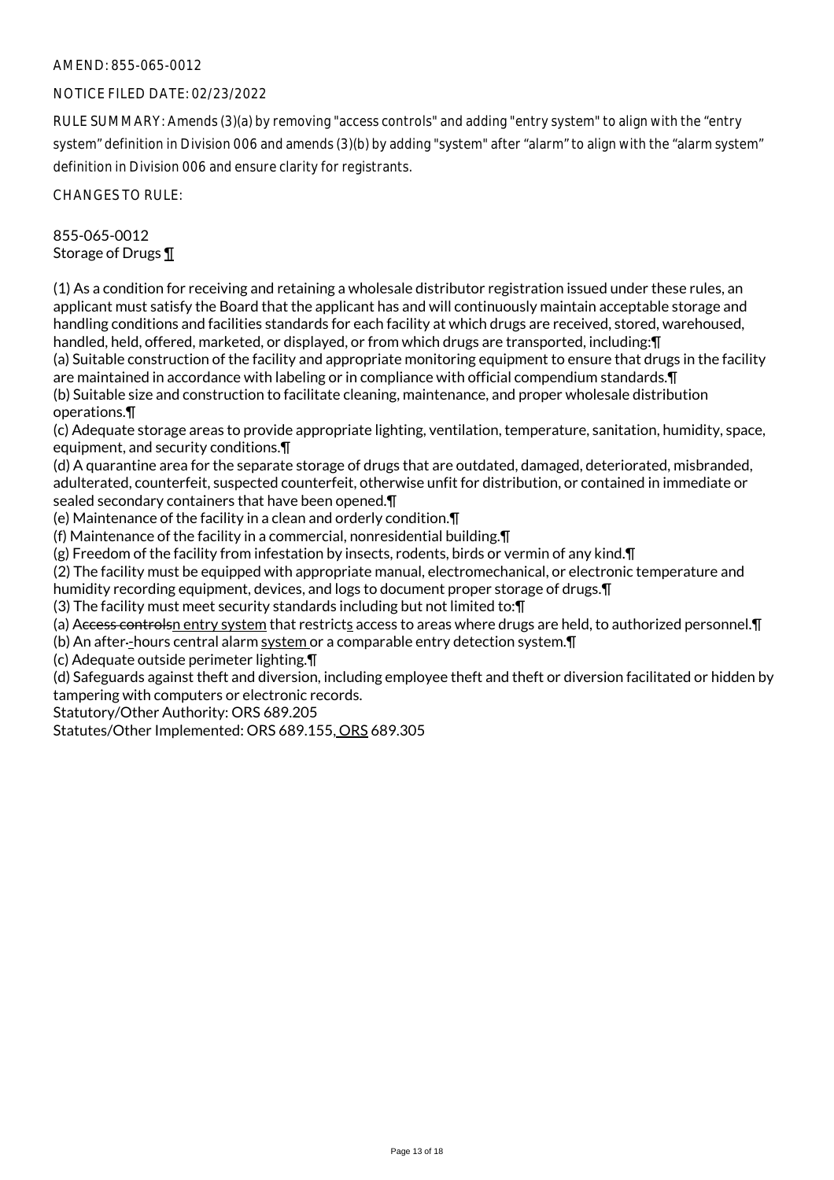AMEND: 855-065-0012

NOTICE FILED DATE: 02/23/2022

RULE SUMMARY: Amends (3)(a) by removing "access controls" and adding "entry system" to align with the "entry system" definition in Division 006 and amends (3)(b) by adding "system" after "alarm" to align with the "alarm system" definition in Division 006 and ensure clarity for registrants.

CHANGES TO RULE:

855-065-0012
Storage of Drugs ¶

(1) As a condition for receiving and retaining a wholesale distributor registration issued under these rules, an applicant must satisfy the Board that the applicant has and will continuously maintain acceptable storage and handling conditions and facilities standards for each facility at which drugs are received, stored, warehoused, handled, held, offered, marketed, or displayed, or from which drugs are transported, including:¶
(a) Suitable construction of the facility and appropriate monitoring equipment to ensure that drugs in the facility are maintained in accordance with labeling or in compliance with official compendium standards.¶
(b) Suitable size and construction to facilitate cleaning, maintenance, and proper wholesale distribution operations.¶
(c) Adequate storage areas to provide appropriate lighting, ventilation, temperature, sanitation, humidity, space, equipment, and security conditions.¶
(d) A quarantine area for the separate storage of drugs that are outdated, damaged, deteriorated, misbranded, adulterated, counterfeit, suspected counterfeit, otherwise unfit for distribution, or contained in immediate or sealed secondary containers that have been opened.¶
(e) Maintenance of the facility in a clean and orderly condition.¶
(f) Maintenance of the facility in a commercial, nonresidential building.¶
(g) Freedom of the facility from infestation by insects, rodents, birds or vermin of any kind.¶
(2) The facility must be equipped with appropriate manual, electromechanical, or electronic temperature and humidity recording equipment, devices, and logs to document proper storage of drugs.¶
(3) The facility must meet security standards including but not limited to:¶
(a) A~~ccess controls~~n entry system that restricts access to areas where drugs are held, to authorized personnel.¶
(b) An after~~-~~-hours central alarm system or a comparable entry detection system.¶
(c) Adequate outside perimeter lighting.¶
(d) Safeguards against theft and diversion, including employee theft and theft or diversion facilitated or hidden by tampering with computers or electronic records.
Statutory/Other Authority: ORS 689.205
Statutes/Other Implemented: ORS 689.155, ORS 689.305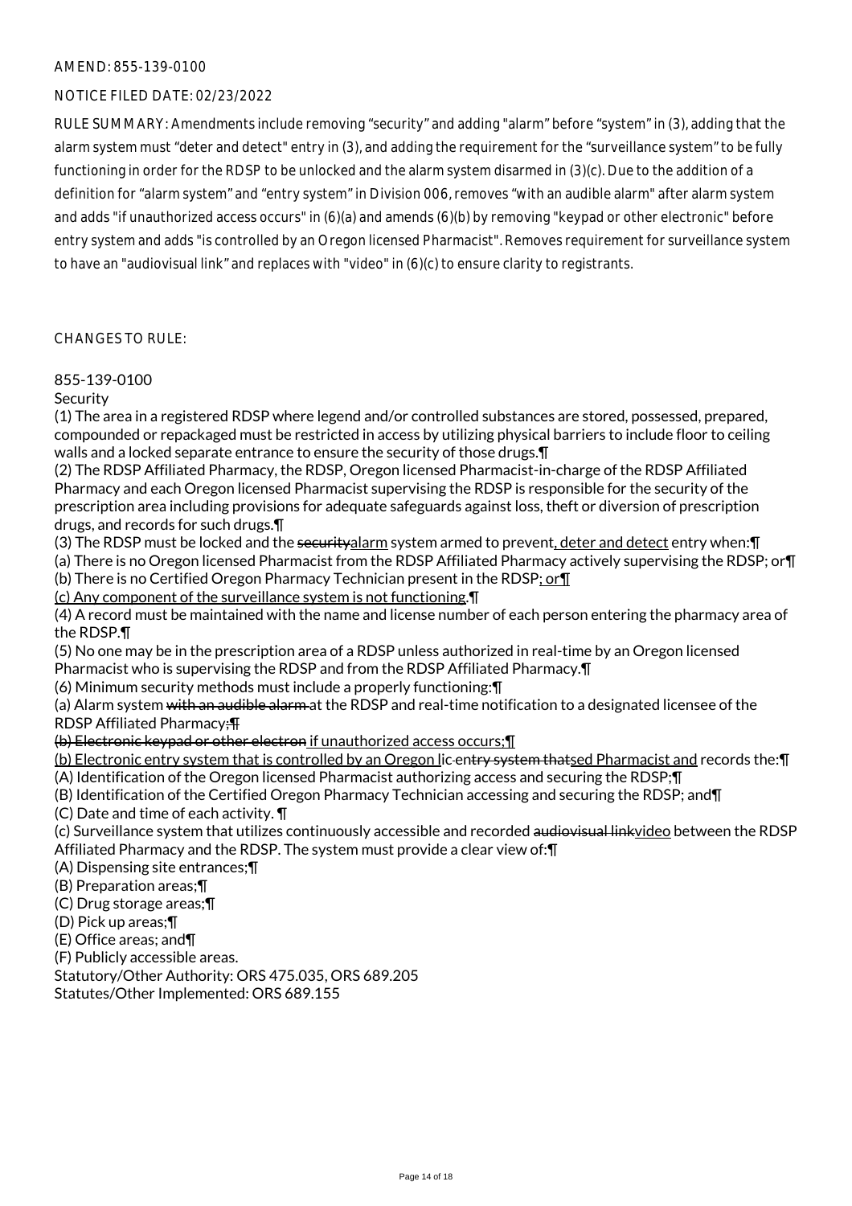AMEND: 855-139-0100

NOTICE FILED DATE: 02/23/2022

RULE SUMMARY: Amendments include removing "security" and adding "alarm" before "system" in (3), adding that the alarm system must "deter and detect" entry in (3), and adding the requirement for the "surveillance system" to be fully functioning in order for the RDSP to be unlocked and the alarm system disarmed in (3)(c). Due to the addition of a definition for "alarm system" and "entry system" in Division 006, removes "with an audible alarm" after alarm system and adds "if unauthorized access occurs" in (6)(a) and amends (6)(b) by removing "keypad or other electronic" before entry system and adds "is controlled by an Oregon licensed Pharmacist". Removes requirement for surveillance system to have an "audiovisual link" and replaces with "video" in (6)(c) to ensure clarity to registrants.

CHANGES TO RULE:

855-139-0100
Security
(1) The area in a registered RDSP where legend and/or controlled substances are stored, possessed, prepared, compounded or repackaged must be restricted in access by utilizing physical barriers to include floor to ceiling walls and a locked separate entrance to ensure the security of those drugs.¶
(2) The RDSP Affiliated Pharmacy, the RDSP, Oregon licensed Pharmacist-in-charge of the RDSP Affiliated Pharmacy and each Oregon licensed Pharmacist supervising the RDSP is responsible for the security of the prescription area including provisions for adequate safeguards against loss, theft or diversion of prescription drugs, and records for such drugs.¶
(3) The RDSP must be locked and the ~~security~~alarm system armed to prevent, deter and detect entry when:¶
(a) There is no Oregon licensed Pharmacist from the RDSP Affiliated Pharmacy actively supervising the RDSP; or¶
(b) There is no Certified Oregon Pharmacy Technician present in the RDSP; or¶
(c) Any component of the surveillance system is not functioning.¶
(4) A record must be maintained with the name and license number of each person entering the pharmacy area of the RDSP.¶
(5) No one may be in the prescription area of a RDSP unless authorized in real-time by an Oregon licensed Pharmacist who is supervising the RDSP and from the RDSP Affiliated Pharmacy.¶
(6) Minimum security methods must include a properly functioning:¶
(a) Alarm system ~~with an audible alarm~~ at the RDSP and real-time notification to a designated licensee of the RDSP Affiliated Pharmacy~~;¶~~
~~(b) Electronic keypad or other electron~~ if unauthorized access occurs;¶
(b) Electronic entry system that is controlled by an Oregon lic~~-entry system that~~sed Pharmacist and records the:¶
(A) Identification of the Oregon licensed Pharmacist authorizing access and securing the RDSP;¶
(B) Identification of the Certified Oregon Pharmacy Technician accessing and securing the RDSP; and¶
(C) Date and time of each activity. ¶
(c) Surveillance system that utilizes continuously accessible and recorded ~~audiovisual link~~video between the RDSP Affiliated Pharmacy and the RDSP. The system must provide a clear view of:¶
(A) Dispensing site entrances;¶
(B) Preparation areas;¶
(C) Drug storage areas;¶
(D) Pick up areas;¶
(E) Office areas; and¶
(F) Publicly accessible areas.
Statutory/Other Authority: ORS 475.035, ORS 689.205
Statutes/Other Implemented: ORS 689.155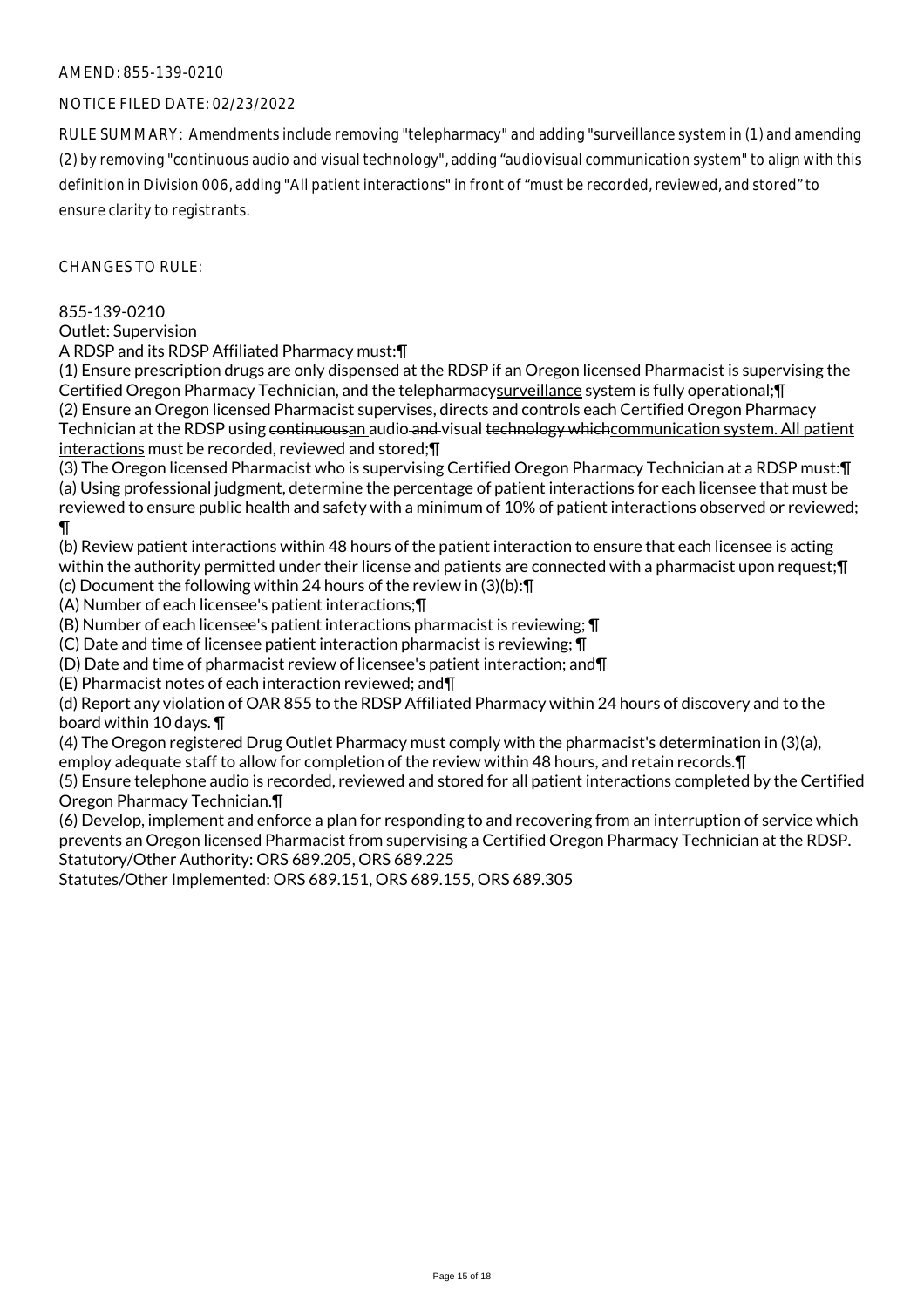AMEND: 855-139-0210

NOTICE FILED DATE: 02/23/2022

RULE SUMMARY: Amendments include removing "telepharmacy" and adding "surveillance system in (1) and amending (2) by removing "continuous audio and visual technology", adding "audiovisual communication system" to align with this definition in Division 006, adding "All patient interactions" in front of "must be recorded, reviewed, and stored" to ensure clarity to registrants.

CHANGES TO RULE:

855-139-0210
Outlet: Supervision
A RDSP and its RDSP Affiliated Pharmacy must:¶
(1) Ensure prescription drugs are only dispensed at the RDSP if an Oregon licensed Pharmacist is supervising the Certified Oregon Pharmacy Technician, and the ~~telepharmacy~~surveillance system is fully operational;¶
(2) Ensure an Oregon licensed Pharmacist supervises, directs and controls each Certified Oregon Pharmacy Technician at the RDSP using ~~continuous~~an audio ~~and~~ visual ~~technology which~~communication system. All patient interactions must be recorded, reviewed and stored;¶
(3) The Oregon licensed Pharmacist who is supervising Certified Oregon Pharmacy Technician at a RDSP must:¶
(a) Using professional judgment, determine the percentage of patient interactions for each licensee that must be reviewed to ensure public health and safety with a minimum of 10% of patient interactions observed or reviewed;¶
(b) Review patient interactions within 48 hours of the patient interaction to ensure that each licensee is acting within the authority permitted under their license and patients are connected with a pharmacist upon request;¶
(c) Document the following within 24 hours of the review in (3)(b):¶
(A) Number of each licensee's patient interactions;¶
(B) Number of each licensee's patient interactions pharmacist is reviewing; ¶
(C) Date and time of licensee patient interaction pharmacist is reviewing; ¶
(D) Date and time of pharmacist review of licensee's patient interaction; and¶
(E) Pharmacist notes of each interaction reviewed; and¶
(d) Report any violation of OAR 855 to the RDSP Affiliated Pharmacy within 24 hours of discovery and to the board within 10 days. ¶
(4) The Oregon registered Drug Outlet Pharmacy must comply with the pharmacist's determination in (3)(a), employ adequate staff to allow for completion of the review within 48 hours, and retain records.¶
(5) Ensure telephone audio is recorded, reviewed and stored for all patient interactions completed by the Certified Oregon Pharmacy Technician.¶
(6) Develop, implement and enforce a plan for responding to and recovering from an interruption of service which prevents an Oregon licensed Pharmacist from supervising a Certified Oregon Pharmacy Technician at the RDSP.
Statutory/Other Authority: ORS 689.205, ORS 689.225
Statutes/Other Implemented: ORS 689.151, ORS 689.155, ORS 689.305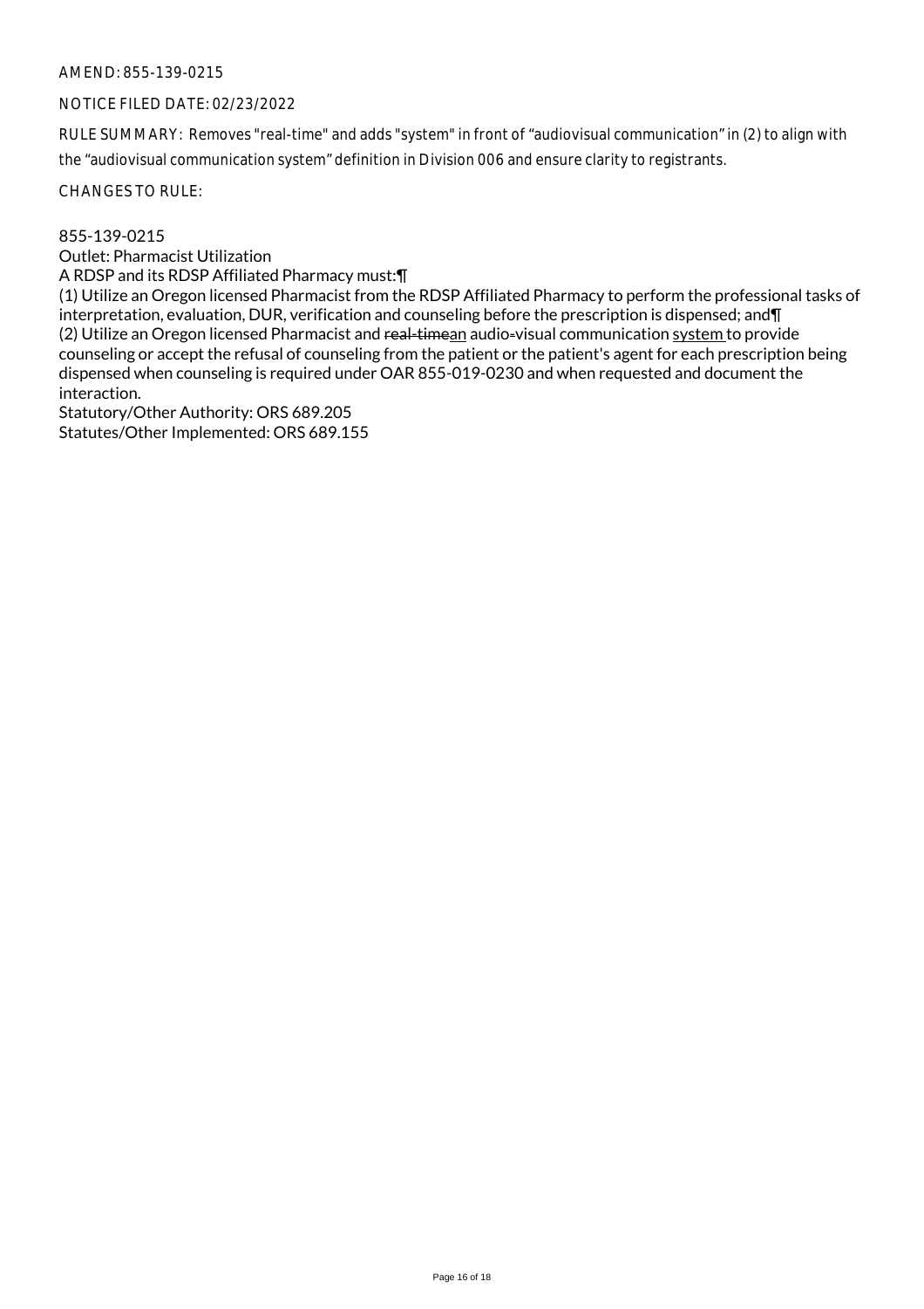AMEND: 855-139-0215

NOTICE FILED DATE: 02/23/2022

RULE SUMMARY: Removes "real-time" and adds "system" in front of "audiovisual communication" in (2) to align with the "audiovisual communication system" definition in Division 006 and ensure clarity to registrants.

CHANGES TO RULE:

855-139-0215
Outlet: Pharmacist Utilization
A RDSP and its RDSP Affiliated Pharmacy must:¶
(1) Utilize an Oregon licensed Pharmacist from the RDSP Affiliated Pharmacy to perform the professional tasks of interpretation, evaluation, DUR, verification and counseling before the prescription is dispensed; and¶
(2) Utilize an Oregon licensed Pharmacist and ~~real-time~~an audio-visual communication system to provide counseling or accept the refusal of counseling from the patient or the patient's agent for each prescription being dispensed when counseling is required under OAR 855-019-0230 and when requested and document the interaction.
Statutory/Other Authority: ORS 689.205
Statutes/Other Implemented: ORS 689.155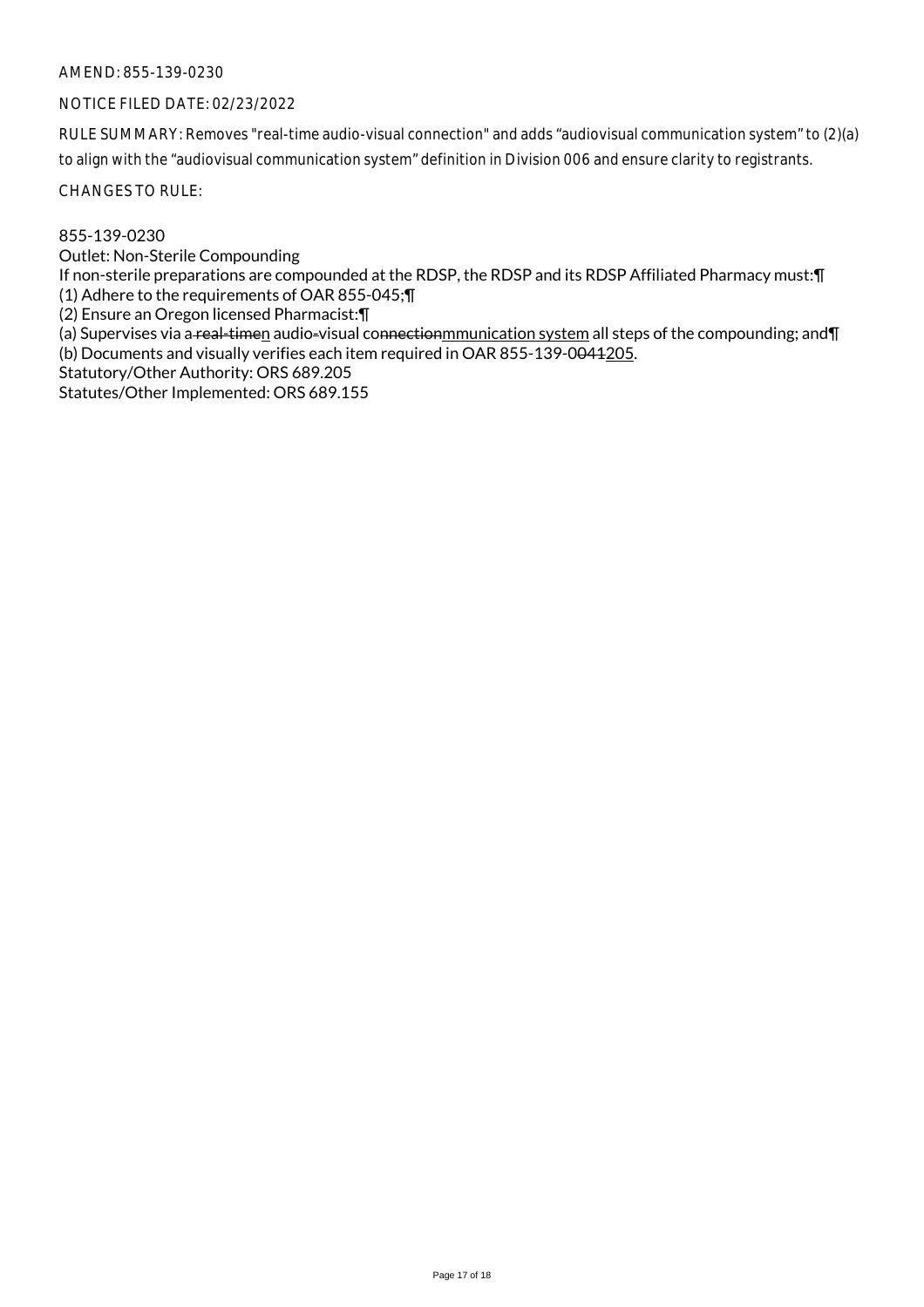AMEND: 855-139-0230

NOTICE FILED DATE: 02/23/2022

RULE SUMMARY: Removes "real-time audio-visual connection" and adds “audiovisual communication system” to (2)(a) to align with the “audiovisual communication system” definition in Division 006 and ensure clarity to registrants.

CHANGES TO RULE:

855-139-0230
Outlet: Non-Sterile Compounding
If non-sterile preparations are compounded at the RDSP, the RDSP and its RDSP Affiliated Pharmacy must:¶
(1) Adhere to the requirements of OAR 855-045;¶
(2) Ensure an Oregon licensed Pharmacist:¶
(a) Supervises via a ~~real-time~~n audio~~-~~visual co~~nnection~~mmunication system all steps of the compounding; and¶
(b) Documents and visually verifies each item required in OAR 855-139-0~~041~~205.
Statutory/Other Authority: ORS 689.205
Statutes/Other Implemented: ORS 689.155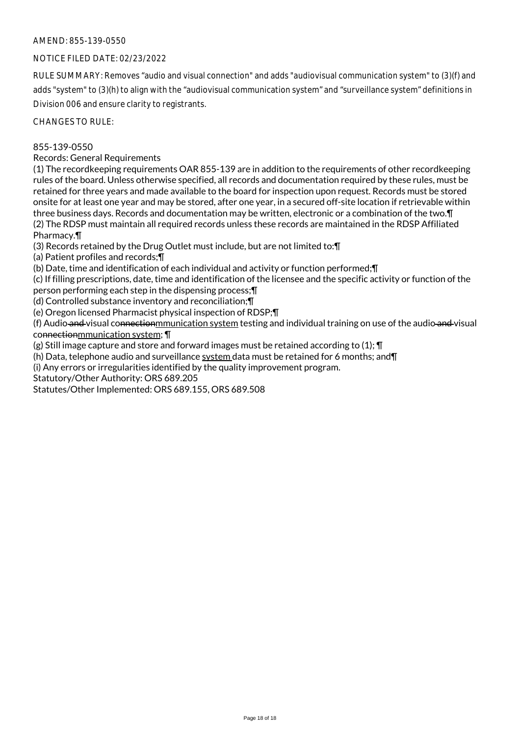AMEND: 855-139-0550

NOTICE FILED DATE: 02/23/2022

RULE SUMMARY: Removes "audio and visual connection" and adds "audiovisual communication system" to (3)(f) and adds "system" to (3)(h) to align with the "audiovisual communication system" and "surveillance system" definitions in Division 006 and ensure clarity to registrants.

CHANGES TO RULE:

855-139-0550
Records: General Requirements

(1) The recordkeeping requirements OAR 855-139 are in addition to the requirements of other recordkeeping rules of the board. Unless otherwise specified, all records and documentation required by these rules, must be retained for three years and made available to the board for inspection upon request. Records must be stored onsite for at least one year and may be stored, after one year, in a secured off-site location if retrievable within three business days. Records and documentation may be written, electronic or a combination of the two.¶
(2) The RDSP must maintain all required records unless these records are maintained in the RDSP Affiliated Pharmacy.¶
(3) Records retained by the Drug Outlet must include, but are not limited to:¶
(a) Patient profiles and records;¶
(b) Date, time and identification of each individual and activity or function performed;¶
(c) If filling prescriptions, date, time and identification of the licensee and the specific activity or function of the person performing each step in the dispensing process;¶
(d) Controlled substance inventory and reconciliation;¶
(e) Oregon licensed Pharmacist physical inspection of RDSP;¶
(f) Audio ~~and~~ visual co~~nnection~~mmunication system testing and individual training on use of the audio ~~and~~ visual co~~nnection~~mmunication system; ¶
(g) Still image capture and store and forward images must be retained according to (1); ¶
(h) Data, telephone audio and surveillance system data must be retained for 6 months; and¶
(i) Any errors or irregularities identified by the quality improvement program.

Statutory/Other Authority: ORS 689.205
Statutes/Other Implemented: ORS 689.155, ORS 689.508